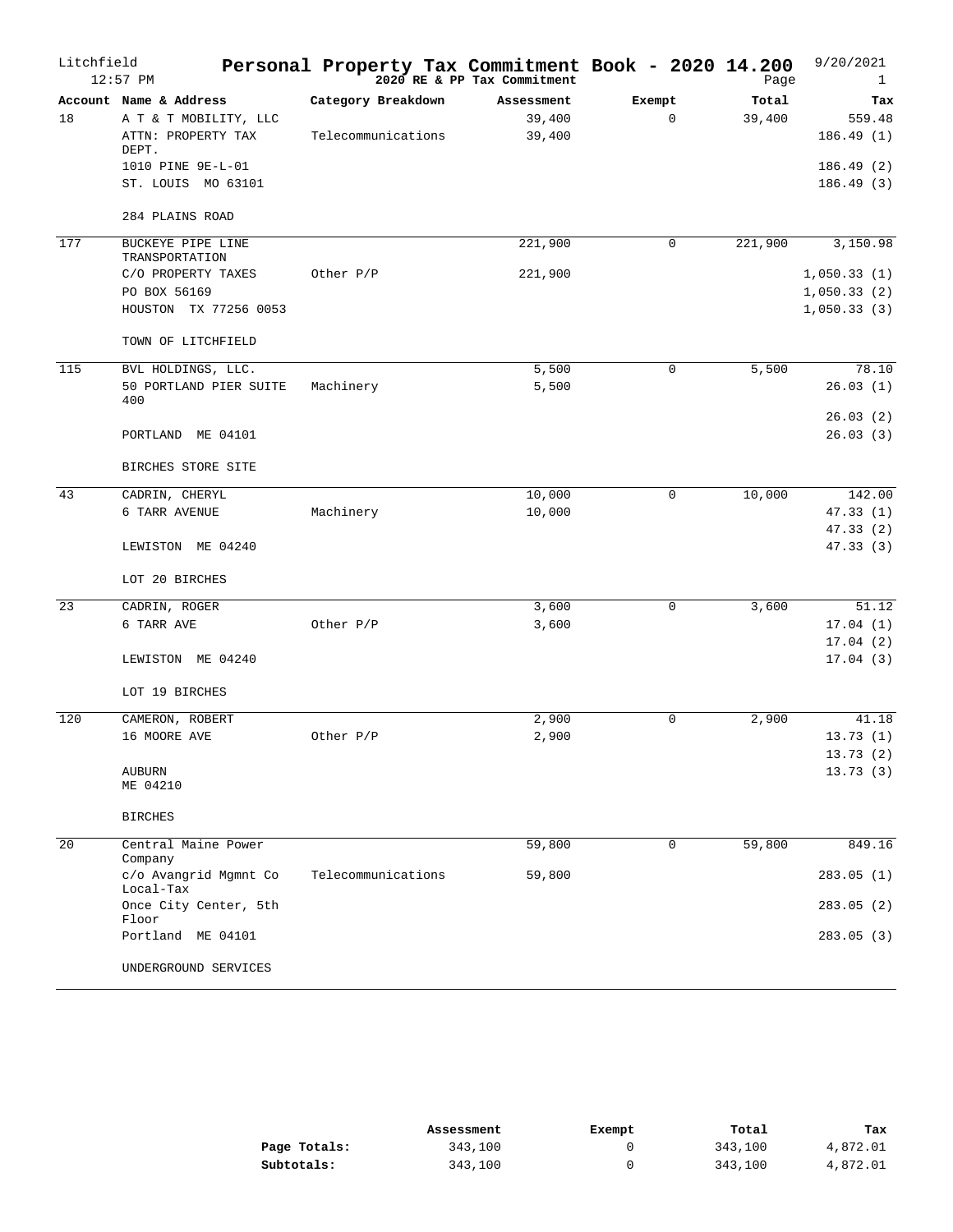Litchfield 12:57 PM

# Personal Property Tax Commitment Book - 2020 14.200

2020 RE & PP Tax Commitment

9/20/2021

| Account | Name & Address | Category Breakdown | Assessment | Exempt | Total | Tax |
|---|---|---|---|---|---|---|
| 18 | A T & T MOBILITY, LLC | | 39,400 | 0 | 39,400 | 559.48 |
| | ATTN: PROPERTY TAX DEPT. | Telecommunications | 39,400 | | | 186.49 (1) |
| | 1010 PINE 9E-L-01 | | | | | 186.49 (2) |
| | ST. LOUIS MO 63101 | | | | | 186.49 (3) |
| | 284 PLAINS ROAD | | | | | |
| 177 | BUCKEYE PIPE LINE TRANSPORTATION | | 221,900 | 0 | 221,900 | 3,150.98 |
| | C/O PROPERTY TAXES | Other P/P | 221,900 | | | 1,050.33 (1) |
| | PO BOX 56169 | | | | | 1,050.33 (2) |
| | HOUSTON TX 77256 0053 | | | | | 1,050.33 (3) |
| | TOWN OF LITCHFIELD | | | | | |
| 115 | BVL HOLDINGS, LLC. | | 5,500 | 0 | 5,500 | 78.10 |
| | 50 PORTLAND PIER SUITE 400 | Machinery | 5,500 | | | 26.03 (1) |
| | | | | | | 26.03 (2) |
| | PORTLAND ME 04101 | | | | | 26.03 (3) |
| | BIRCHES STORE SITE | | | | | |
| 43 | CADRIN, CHERYL | | 10,000 | 0 | 10,000 | 142.00 |
| | 6 TARR AVENUE | Machinery | 10,000 | | | 47.33 (1) |
| | | | | | | 47.33 (2) |
| | LEWISTON ME 04240 | | | | | 47.33 (3) |
| | LOT 20 BIRCHES | | | | | |
| 23 | CADRIN, ROGER | | 3,600 | 0 | 3,600 | 51.12 |
| | 6 TARR AVE | Other P/P | 3,600 | | | 17.04 (1) |
| | | | | | | 17.04 (2) |
| | LEWISTON ME 04240 | | | | | 17.04 (3) |
| | LOT 19 BIRCHES | | | | | |
| 120 | CAMERON, ROBERT | | 2,900 | 0 | 2,900 | 41.18 |
| | 16 MOORE AVE | Other P/P | 2,900 | | | 13.73 (1) |
| | | | | | | 13.73 (2) |
| | AUBURN ME 04210 | | | | | 13.73 (3) |
| | BIRCHES | | | | | |
| 20 | Central Maine Power Company | | 59,800 | 0 | 59,800 | 849.16 |
| | c/o Avangrid Mgmnt Co Local-Tax | Telecommunications | 59,800 | | | 283.05 (1) |
| | Once City Center, 5th Floor | | | | | 283.05 (2) |
| | Portland ME 04101 | | | | | 283.05 (3) |
| | UNDERGROUND SERVICES | | | | | |

| | Assessment | Exempt | Total | Tax |
|---|---|---|---|---|
| **Page Totals:** | 343,100 | 0 | 343,100 | 4,872.01 |
| **Subtotals:** | 343,100 | 0 | 343,100 | 4,872.01 |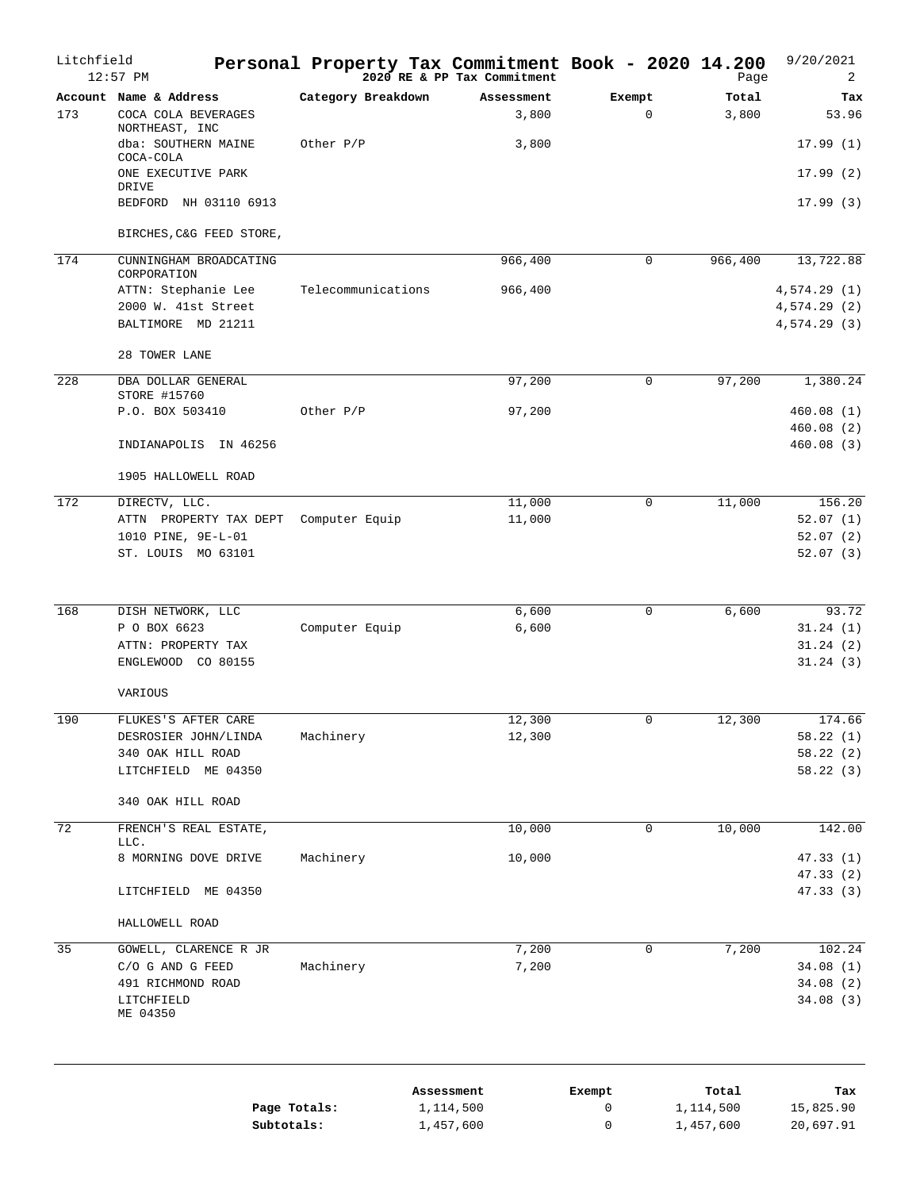# Personal Property Tax Commitment Book - 2020 14.200

Litchfield
12:57 PM

2020 RE & PP Tax Commitment

9/20/2021

| Account | Name & Address | Category Breakdown | Assessment | Exempt | Total | Tax |
|---|---|---|---|---|---|---|
| 173 | COCA COLA BEVERAGES NORTHEAST, INC | | 3,800 | 0 | 3,800 | 53.96 |
| | dba: SOUTHERN MAINE COCA-COLA | Other P/P | 3,800 | | | 17.99 (1) |
| | ONE EXECUTIVE PARK DRIVE | | | | | 17.99 (2) |
| | BEDFORD NH 03110 6913 | | | | | 17.99 (3) |
| | BIRCHES,C&G FEED STORE, | | | | | |
| 174 | CUNNINGHAM BROADCATING CORPORATION | | 966,400 | 0 | 966,400 | 13,722.88 |
| | ATTN: Stephanie Lee | Telecommunications | 966,400 | | | 4,574.29 (1) |
| | 2000 W. 41st Street | | | | | 4,574.29 (2) |
| | BALTIMORE MD 21211 | | | | | 4,574.29 (3) |
| | 28 TOWER LANE | | | | | |
| 228 | DBA DOLLAR GENERAL STORE #15760 | | 97,200 | 0 | 97,200 | 1,380.24 |
| | P.O. BOX 503410 | Other P/P | 97,200 | | | 460.08 (1) |
| | | | | | | 460.08 (2) |
| | INDIANAPOLIS IN 46256 | | | | | 460.08 (3) |
| | 1905 HALLOWELL ROAD | | | | | |
| 172 | DIRECTV, LLC. | | 11,000 | 0 | 11,000 | 156.20 |
| | ATTN PROPERTY TAX DEPT | Computer Equip | 11,000 | | | 52.07 (1) |
| | 1010 PINE, 9E-L-01 | | | | | 52.07 (2) |
| | ST. LOUIS MO 63101 | | | | | 52.07 (3) |
| 168 | DISH NETWORK, LLC | | 6,600 | 0 | 6,600 | 93.72 |
| | P O BOX 6623 | Computer Equip | 6,600 | | | 31.24 (1) |
| | ATTN: PROPERTY TAX | | | | | 31.24 (2) |
| | ENGLEWOOD CO 80155 | | | | | 31.24 (3) |
| | VARIOUS | | | | | |
| 190 | FLUKES'S AFTER CARE | | 12,300 | 0 | 12,300 | 174.66 |
| | DESROSIER JOHN/LINDA | Machinery | 12,300 | | | 58.22 (1) |
| | 340 OAK HILL ROAD | | | | | 58.22 (2) |
| | LITCHFIELD ME 04350 | | | | | 58.22 (3) |
| | 340 OAK HILL ROAD | | | | | |
| 72 | FRENCH'S REAL ESTATE, LLC. | | 10,000 | 0 | 10,000 | 142.00 |
| | 8 MORNING DOVE DRIVE | Machinery | 10,000 | | | 47.33 (1) |
| | | | | | | 47.33 (2) |
| | LITCHFIELD ME 04350 | | | | | 47.33 (3) |
| | HALLOWELL ROAD | | | | | |
| 35 | GOWELL, CLARENCE R JR | | 7,200 | 0 | 7,200 | 102.24 |
| | C/O G AND G FEED | Machinery | 7,200 | | | 34.08 (1) |
| | 491 RICHMOND ROAD | | | | | 34.08 (2) |
| | LITCHFIELD ME 04350 | | | | | 34.08 (3) |

| | Assessment | Exempt | Total | Tax |
|---|---|---|---|---|
| Page Totals: | 1,114,500 | 0 | 1,114,500 | 15,825.90 |
| Subtotals: | 1,457,600 | 0 | 1,457,600 | 20,697.91 |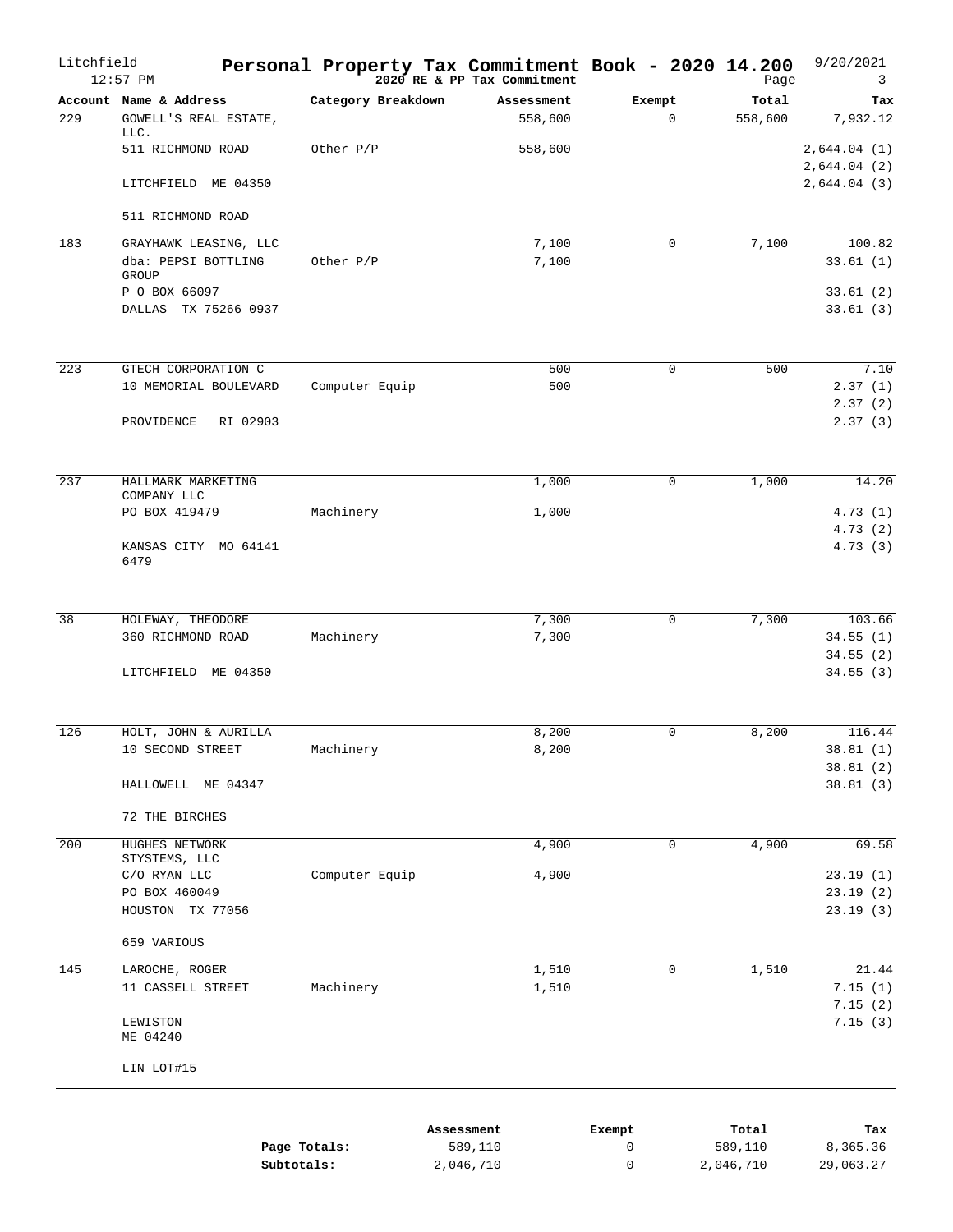# Personal Property Tax Commitment Book - 2020 14.200

Litchfield — 2020 RE & PP Tax Commitment — 9/20/2021 12:57 PM — Page 3

| Account | Name & Address | Category Breakdown | Assessment | Exempt | Total | Tax |
|---|---|---|---|---|---|---|
| 229 | GOWELL'S REAL ESTATE, LLC. | | 558,600 | 0 | 558,600 | 7,932.12 |
| | 511 RICHMOND ROAD | Other P/P | 558,600 | | | 2,644.04 (1) |
| | | | | | | 2,644.04 (2) |
| | LITCHFIELD ME 04350 | | | | | 2,644.04 (3) |
| | 511 RICHMOND ROAD | | | | | |
| 183 | GRAYHAWK LEASING, LLC | | 7,100 | 0 | 7,100 | 100.82 |
| | dba: PEPSI BOTTLING GROUP | Other P/P | 7,100 | | | 33.61 (1) |
| | P O BOX 66097 | | | | | 33.61 (2) |
| | DALLAS TX 75266 0937 | | | | | 33.61 (3) |
| 223 | GTECH CORPORATION C | | 500 | 0 | 500 | 7.10 |
| | 10 MEMORIAL BOULEVARD | Computer Equip | 500 | | | 2.37 (1) |
| | | | | | | 2.37 (2) |
| | PROVIDENCE RI 02903 | | | | | 2.37 (3) |
| 237 | HALLMARK MARKETING COMPANY LLC | | 1,000 | 0 | 1,000 | 14.20 |
| | PO BOX 419479 | Machinery | 1,000 | | | 4.73 (1) |
| | | | | | | 4.73 (2) |
| | KANSAS CITY MO 64141 6479 | | | | | 4.73 (3) |
| 38 | HOLEWAY, THEODORE | | 7,300 | 0 | 7,300 | 103.66 |
| | 360 RICHMOND ROAD | Machinery | 7,300 | | | 34.55 (1) |
| | | | | | | 34.55 (2) |
| | LITCHFIELD ME 04350 | | | | | 34.55 (3) |
| 126 | HOLT, JOHN & AURILLA | | 8,200 | 0 | 8,200 | 116.44 |
| | 10 SECOND STREET | Machinery | 8,200 | | | 38.81 (1) |
| | | | | | | 38.81 (2) |
| | HALLOWELL ME 04347 | | | | | 38.81 (3) |
| | 72 THE BIRCHES | | | | | |
| 200 | HUGHES NETWORK STYSTEMS, LLC | | 4,900 | 0 | 4,900 | 69.58 |
| | C/O RYAN LLC | Computer Equip | 4,900 | | | 23.19 (1) |
| | PO BOX 460049 | | | | | 23.19 (2) |
| | HOUSTON TX 77056 | | | | | 23.19 (3) |
| | 659 VARIOUS | | | | | |
| 145 | LAROCHE, ROGER | | 1,510 | 0 | 1,510 | 21.44 |
| | 11 CASSELL STREET | Machinery | 1,510 | | | 7.15 (1) |
| | | | | | | 7.15 (2) |
| | LEWISTON ME 04240 | | | | | 7.15 (3) |
| | LIN LOT#15 | | | | | |

| | Assessment | Exempt | Total | Tax |
|---|---|---|---|---|
| **Page Totals:** | 589,110 | 0 | 589,110 | 8,365.36 |
| **Subtotals:** | 2,046,710 | 0 | 2,046,710 | 29,063.27 |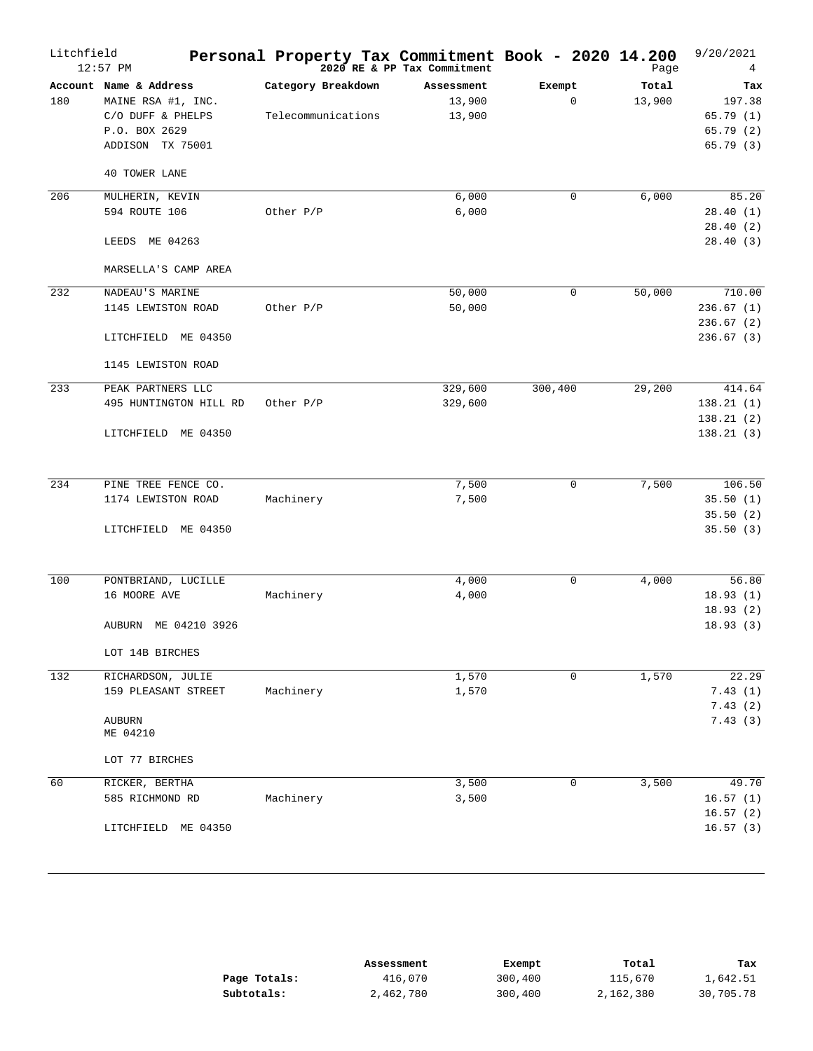# Personal Property Tax Commitment Book - 2020 14.200

Litchfield
12:57 PM

2020 RE & PP Tax Commitment

9/20/2021

| Account | Name & Address | Category Breakdown | Assessment | Exempt | Total | Tax |
|---|---|---|---|---|---|---|
| 180 | MAINE RSA #1, INC. | | 13,900 | 0 | 13,900 | 197.38 |
| | C/O DUFF & PHELPS | Telecommunications | 13,900 | | | 65.79 (1) |
| | P.O. BOX 2629 | | | | | 65.79 (2) |
| | ADDISON TX 75001 | | | | | 65.79 (3) |
| | 40 TOWER LANE | | | | | |
| 206 | MULHERIN, KEVIN | | 6,000 | 0 | 6,000 | 85.20 |
| | 594 ROUTE 106 | Other P/P | 6,000 | | | 28.40 (1) |
| | | | | | | 28.40 (2) |
| | LEEDS ME 04263 | | | | | 28.40 (3) |
| | MARSELLA'S CAMP AREA | | | | | |
| 232 | NADEAU'S MARINE | | 50,000 | 0 | 50,000 | 710.00 |
| | 1145 LEWISTON ROAD | Other P/P | 50,000 | | | 236.67 (1) |
| | | | | | | 236.67 (2) |
| | LITCHFIELD ME 04350 | | | | | 236.67 (3) |
| | 1145 LEWISTON ROAD | | | | | |
| 233 | PEAK PARTNERS LLC | | 329,600 | 300,400 | 29,200 | 414.64 |
| | 495 HUNTINGTON HILL RD | Other P/P | 329,600 | | | 138.21 (1) |
| | | | | | | 138.21 (2) |
| | LITCHFIELD ME 04350 | | | | | 138.21 (3) |
| 234 | PINE TREE FENCE CO. | | 7,500 | 0 | 7,500 | 106.50 |
| | 1174 LEWISTON ROAD | Machinery | 7,500 | | | 35.50 (1) |
| | | | | | | 35.50 (2) |
| | LITCHFIELD ME 04350 | | | | | 35.50 (3) |
| 100 | PONTBRIAND, LUCILLE | | 4,000 | 0 | 4,000 | 56.80 |
| | 16 MOORE AVE | Machinery | 4,000 | | | 18.93 (1) |
| | | | | | | 18.93 (2) |
| | AUBURN ME 04210 3926 | | | | | 18.93 (3) |
| | LOT 14B BIRCHES | | | | | |
| 132 | RICHARDSON, JULIE | | 1,570 | 0 | 1,570 | 22.29 |
| | 159 PLEASANT STREET | Machinery | 1,570 | | | 7.43 (1) |
| | | | | | | 7.43 (2) |
| | AUBURN ME 04210 | | | | | 7.43 (3) |
| | LOT 77 BIRCHES | | | | | |
| 60 | RICKER, BERTHA | | 3,500 | 0 | 3,500 | 49.70 |
| | 585 RICHMOND RD | Machinery | 3,500 | | | 16.57 (1) |
| | | | | | | 16.57 (2) |
| | LITCHFIELD ME 04350 | | | | | 16.57 (3) |

| | Assessment | Exempt | Total | Tax |
|---|---|---|---|---|
| **Page Totals:** | 416,070 | 300,400 | 115,670 | 1,642.51 |
| **Subtotals:** | 2,462,780 | 300,400 | 2,162,380 | 30,705.78 |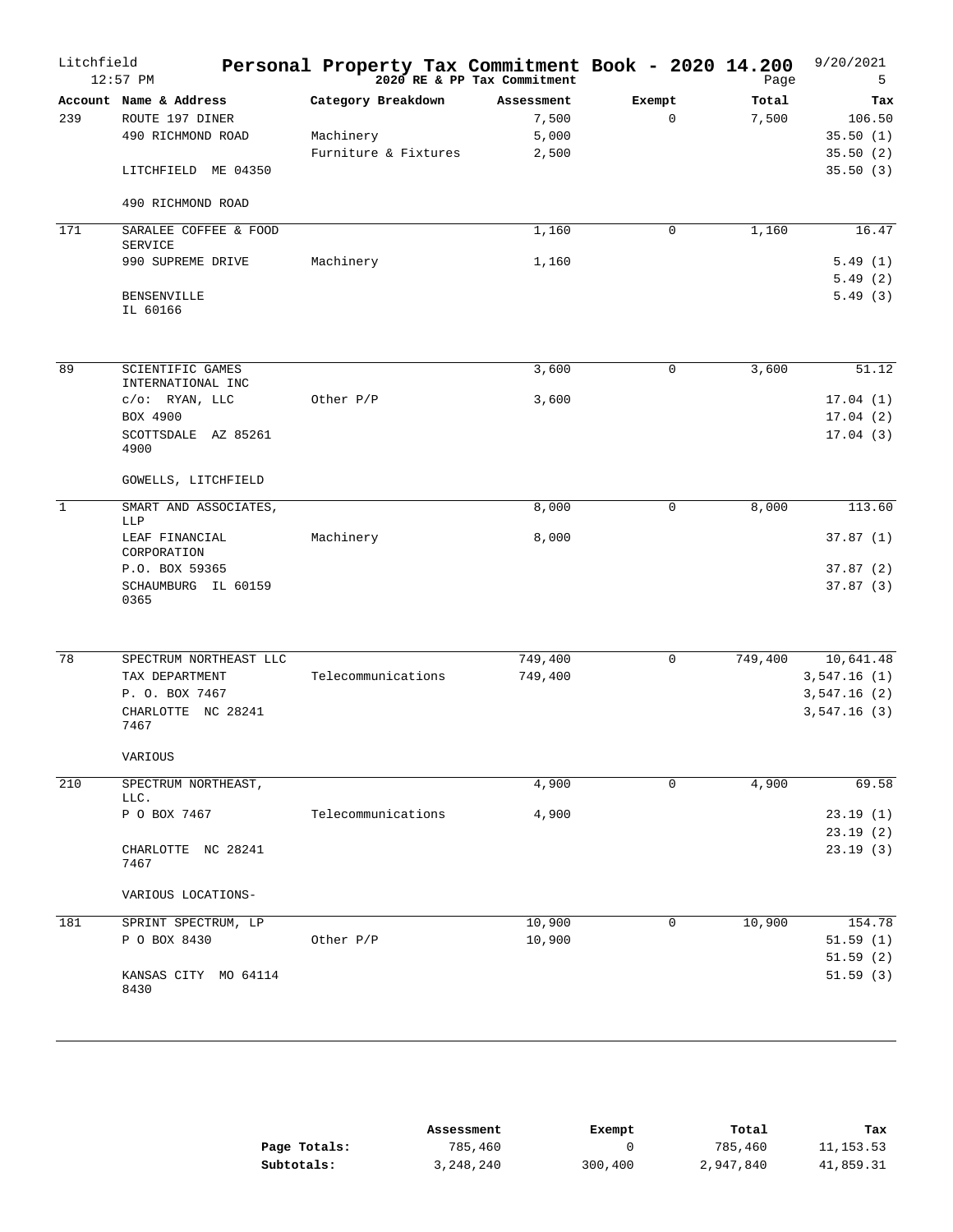# Personal Property Tax Commitment Book - 2020 14.200

Litchfield
12:57 PM

2020 RE & PP Tax Commitment

9/20/2021

| Account | Name & Address | Category Breakdown | Assessment | Exempt | Total | Tax |
|---|---|---|---|---|---|---|
| 239 | ROUTE 197 DINER | | 7,500 | 0 | 7,500 | 106.50 |
| | 490 RICHMOND ROAD | Machinery | 5,000 | | | 35.50 (1) |
| | | Furniture & Fixtures | 2,500 | | | 35.50 (2) |
| | LITCHFIELD ME 04350 | | | | | 35.50 (3) |
| | 490 RICHMOND ROAD | | | | | |
| 171 | SARALEE COFFEE & FOOD SERVICE | | 1,160 | 0 | 1,160 | 16.47 |
| | 990 SUPREME DRIVE | Machinery | 1,160 | | | 5.49 (1) |
| | | | | | | 5.49 (2) |
| | BENSENVILLE IL 60166 | | | | | 5.49 (3) |
| 89 | SCIENTIFIC GAMES INTERNATIONAL INC | | 3,600 | 0 | 3,600 | 51.12 |
| | c/o: RYAN, LLC | Other P/P | 3,600 | | | 17.04 (1) |
| | BOX 4900 | | | | | 17.04 (2) |
| | SCOTTSDALE AZ 85261 4900 | | | | | 17.04 (3) |
| | GOWELLS, LITCHFIELD | | | | | |
| 1 | SMART AND ASSOCIATES, LLP | | 8,000 | 0 | 8,000 | 113.60 |
| | LEAF FINANCIAL CORPORATION | Machinery | 8,000 | | | 37.87 (1) |
| | P.O. BOX 59365 | | | | | 37.87 (2) |
| | SCHAUMBURG IL 60159 0365 | | | | | 37.87 (3) |
| 78 | SPECTRUM NORTHEAST LLC | | 749,400 | 0 | 749,400 | 10,641.48 |
| | TAX DEPARTMENT | Telecommunications | 749,400 | | | 3,547.16 (1) |
| | P. O. BOX 7467 | | | | | 3,547.16 (2) |
| | CHARLOTTE NC 28241 7467 | | | | | 3,547.16 (3) |
| | VARIOUS | | | | | |
| 210 | SPECTRUM NORTHEAST, LLC. | | 4,900 | 0 | 4,900 | 69.58 |
| | P O BOX 7467 | Telecommunications | 4,900 | | | 23.19 (1) |
| | | | | | | 23.19 (2) |
| | CHARLOTTE NC 28241 7467 | | | | | 23.19 (3) |
| | VARIOUS LOCATIONS- | | | | | |
| 181 | SPRINT SPECTRUM, LP | | 10,900 | 0 | 10,900 | 154.78 |
| | P O BOX 8430 | Other P/P | 10,900 | | | 51.59 (1) |
| | | | | | | 51.59 (2) |
| | KANSAS CITY MO 64114 8430 | | | | | 51.59 (3) |

| | Assessment | Exempt | Total | Tax |
|---|---|---|---|---|
| **Page Totals:** | 785,460 | 0 | 785,460 | 11,153.53 |
| **Subtotals:** | 3,248,240 | 300,400 | 2,947,840 | 41,859.31 |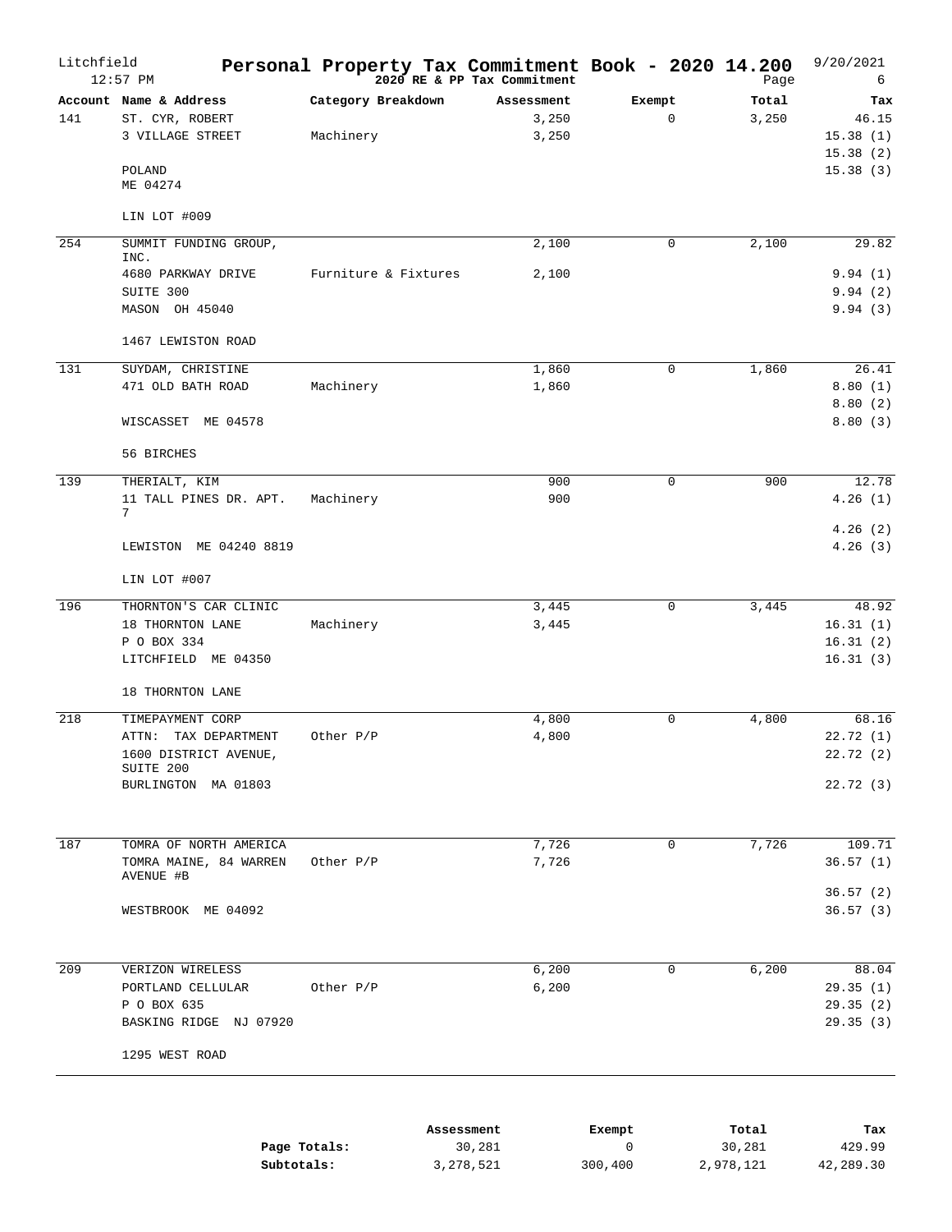# Personal Property Tax Commitment Book - 2020 14.200

Litchfield
12:57 PM

2020 RE & PP Tax Commitment

9/20/2021

| Account | Name & Address | Category Breakdown | Assessment | Exempt | Total | Tax |
|---|---|---|---|---|---|---|
| 141 | ST. CYR, ROBERT | | 3,250 | 0 | 3,250 | 46.15 |
| | 3 VILLAGE STREET | Machinery | 3,250 | | | 15.38 (1) |
| | | | | | | 15.38 (2) |
| | POLAND | | | | | 15.38 (3) |
| | ME 04274 | | | | | |
| | LIN LOT #009 | | | | | |
| 254 | SUMMIT FUNDING GROUP, INC. | | 2,100 | 0 | 2,100 | 29.82 |
| | 4680 PARKWAY DRIVE | Furniture & Fixtures | 2,100 | | | 9.94 (1) |
| | SUITE 300 | | | | | 9.94 (2) |
| | MASON OH 45040 | | | | | 9.94 (3) |
| | 1467 LEWISTON ROAD | | | | | |
| 131 | SUYDAM, CHRISTINE | | 1,860 | 0 | 1,860 | 26.41 |
| | 471 OLD BATH ROAD | Machinery | 1,860 | | | 8.80 (1) |
| | | | | | | 8.80 (2) |
| | WISCASSET ME 04578 | | | | | 8.80 (3) |
| | 56 BIRCHES | | | | | |
| 139 | THERIALT, KIM | | 900 | 0 | 900 | 12.78 |
| | 11 TALL PINES DR. APT. 7 | Machinery | 900 | | | 4.26 (1) |
| | | | | | | 4.26 (2) |
| | LEWISTON ME 04240 8819 | | | | | 4.26 (3) |
| | LIN LOT #007 | | | | | |
| 196 | THORNTON'S CAR CLINIC | | 3,445 | 0 | 3,445 | 48.92 |
| | 18 THORNTON LANE | Machinery | 3,445 | | | 16.31 (1) |
| | P O BOX 334 | | | | | 16.31 (2) |
| | LITCHFIELD ME 04350 | | | | | 16.31 (3) |
| | 18 THORNTON LANE | | | | | |
| 218 | TIMEPAYMENT CORP | | 4,800 | 0 | 4,800 | 68.16 |
| | ATTN: TAX DEPARTMENT | Other P/P | 4,800 | | | 22.72 (1) |
| | 1600 DISTRICT AVENUE, SUITE 200 | | | | | 22.72 (2) |
| | BURLINGTON MA 01803 | | | | | 22.72 (3) |
| 187 | TOMRA OF NORTH AMERICA | | 7,726 | 0 | 7,726 | 109.71 |
| | TOMRA MAINE, 84 WARREN AVENUE #B | Other P/P | 7,726 | | | 36.57 (1) |
| | | | | | | 36.57 (2) |
| | WESTBROOK ME 04092 | | | | | 36.57 (3) |
| 209 | VERIZON WIRELESS | | 6,200 | 0 | 6,200 | 88.04 |
| | PORTLAND CELLULAR | Other P/P | 6,200 | | | 29.35 (1) |
| | P O BOX 635 | | | | | 29.35 (2) |
| | BASKING RIDGE NJ 07920 | | | | | 29.35 (3) |
| | 1295 WEST ROAD | | | | | |

| | Assessment | Exempt | Total | Tax |
|---|---|---|---|---|
| **Page Totals:** | 30,281 | 0 | 30,281 | 429.99 |
| **Subtotals:** | 3,278,521 | 300,400 | 2,978,121 | 42,289.30 |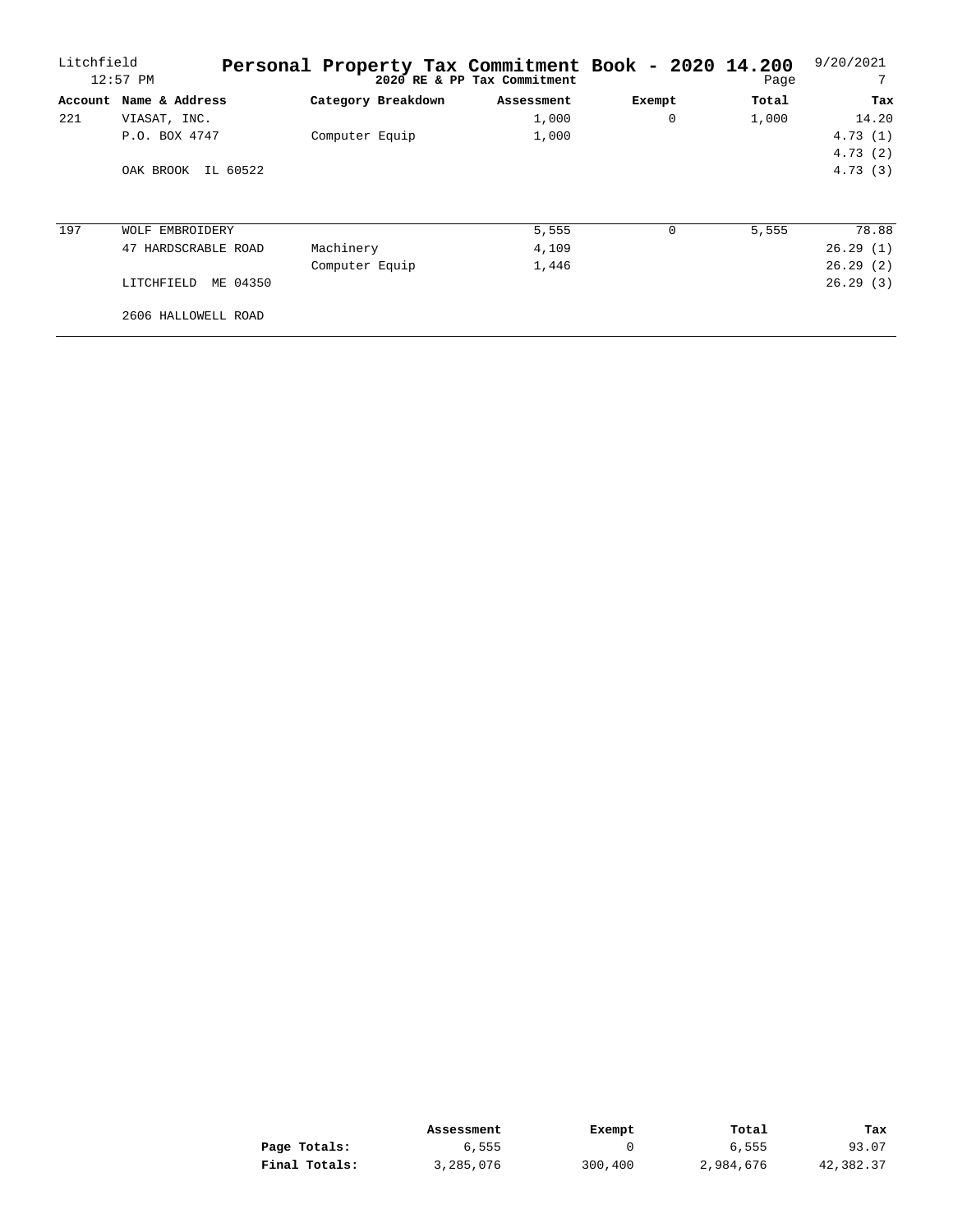# Personal Property Tax Commitment Book - 2020 14.200

Litchfield 12:57 PM

2020 RE & PP Tax Commitment

9/20/2021

| Account | Name & Address | Category Breakdown | Assessment | Exempt | Total | Tax |
|---|---|---|---|---|---|---|
| 221 | VIASAT, INC. | | 1,000 | 0 | 1,000 | 14.20 |
| | P.O. BOX 4747 | Computer Equip | 1,000 | | | 4.73 (1) |
| | | | | | | 4.73 (2) |
| | OAK BROOK IL 60522 | | | | | 4.73 (3) |
| 197 | WOLF EMBROIDERY | | 5,555 | 0 | 5,555 | 78.88 |
| | 47 HARDSCRABLE ROAD | Machinery | 4,109 | | | 26.29 (1) |
| | | Computer Equip | 1,446 | | | 26.29 (2) |
| | LITCHFIELD ME 04350 | | | | | 26.29 (3) |
| | 2606 HALLOWELL ROAD | | | | | |

| | Assessment | Exempt | Total | Tax |
|---|---|---|---|---|
| **Page Totals:** | 6,555 | 0 | 6,555 | 93.07 |
| **Final Totals:** | 3,285,076 | 300,400 | 2,984,676 | 42,382.37 |